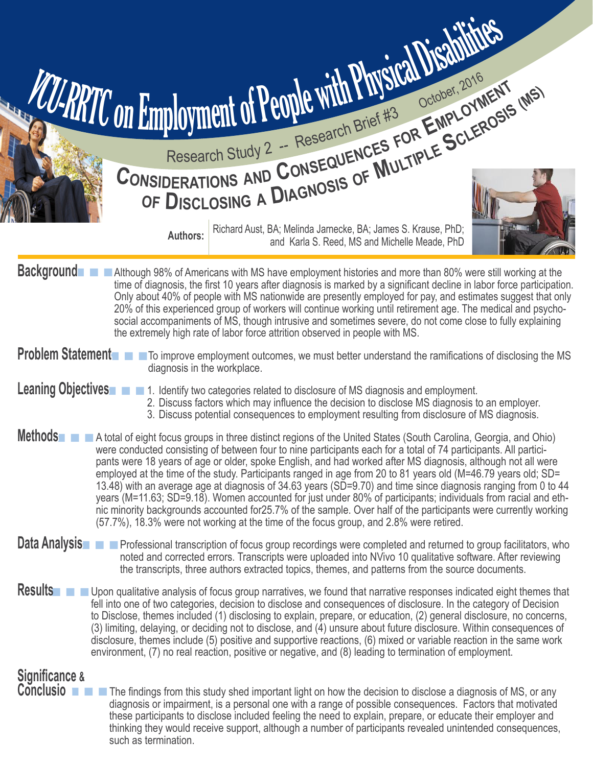# VCU-RRTC on Employment of People with Physical Disabilities

October, 2016

Research Study 2 -- Research Brief #3

## Considerations and Consequences for Employment of Disclosing a Diagnosis of Multiple Sclerosis (MS)

**Authors:** Richard Aust, BA; Melinda Jarnecke, BA; James S. Krause, PhD; and Karla S. Reed, MS and Michelle Meade, PhD

### Background

Although 98% of Americans with MS have employment histories and more than 80% were still working at the time of diagnosis, the first 10 years after diagnosis is marked by a significant decline in labor force participation. Only about 40% of people with MS nationwide are presently employed for pay, and estimates suggest that only 20% of this experienced group of workers will continue working until retirement age. The medical and psycho-social accompaniments of MS, though intrusive and sometimes severe, do not come close to fully explaining the extremely high rate of labor force attrition observed in people with MS.

### Problem Statement

To improve employment outcomes, we must better understand the ramifications of disclosing the MS diagnosis in the workplace.

### Leaning Objectives

1. Identify two categories related to disclosure of MS diagnosis and employment.
2. Discuss factors which may influence the decision to disclose MS diagnosis to an employer.
3. Discuss potential consequences to employment resulting from disclosure of MS diagnosis.

### Methods

A total of eight focus groups in three distinct regions of the United States (South Carolina, Georgia, and Ohio) were conducted consisting of between four to nine participants each for a total of 74 participants. All participants were 18 years of age or older, spoke English, and had worked after MS diagnosis, although not all were employed at the time of the study. Participants ranged in age from 20 to 81 years old (M=46.79 years old; SD= 13.48) with an average age at diagnosis of 34.63 years (SD=9.70) and time since diagnosis ranging from 0 to 44 years (M=11.63; SD=9.18). Women accounted for just under 80% of participants; individuals from racial and ethnic minority backgrounds accounted for25.7% of the sample. Over half of the participants were currently working (57.7%), 18.3% were not working at the time of the focus group, and 2.8% were retired.

### Data Analysis

Professional transcription of focus group recordings were completed and returned to group facilitators, who noted and corrected errors. Transcripts were uploaded into NVivo 10 qualitative software. After reviewing the transcripts, three authors extracted topics, themes, and patterns from the source documents.

### Results

Upon qualitative analysis of focus group narratives, we found that narrative responses indicated eight themes that fell into one of two categories, decision to disclose and consequences of disclosure. In the category of Decision to Disclose, themes included (1) disclosing to explain, prepare, or education, (2) general disclosure, no concerns, (3) limiting, delaying, or deciding not to disclose, and (4) unsure about future disclosure. Within consequences of disclosure, themes include (5) positive and supportive reactions, (6) mixed or variable reaction in the same work environment, (7) no real reaction, positive or negative, and (8) leading to termination of employment.

### Significance & Conclusio

The findings from this study shed important light on how the decision to disclose a diagnosis of MS, or any diagnosis or impairment, is a personal one with a range of possible consequences. Factors that motivated these participants to disclose included feeling the need to explain, prepare, or educate their employer and thinking they would receive support, although a number of participants revealed unintended consequences, such as termination.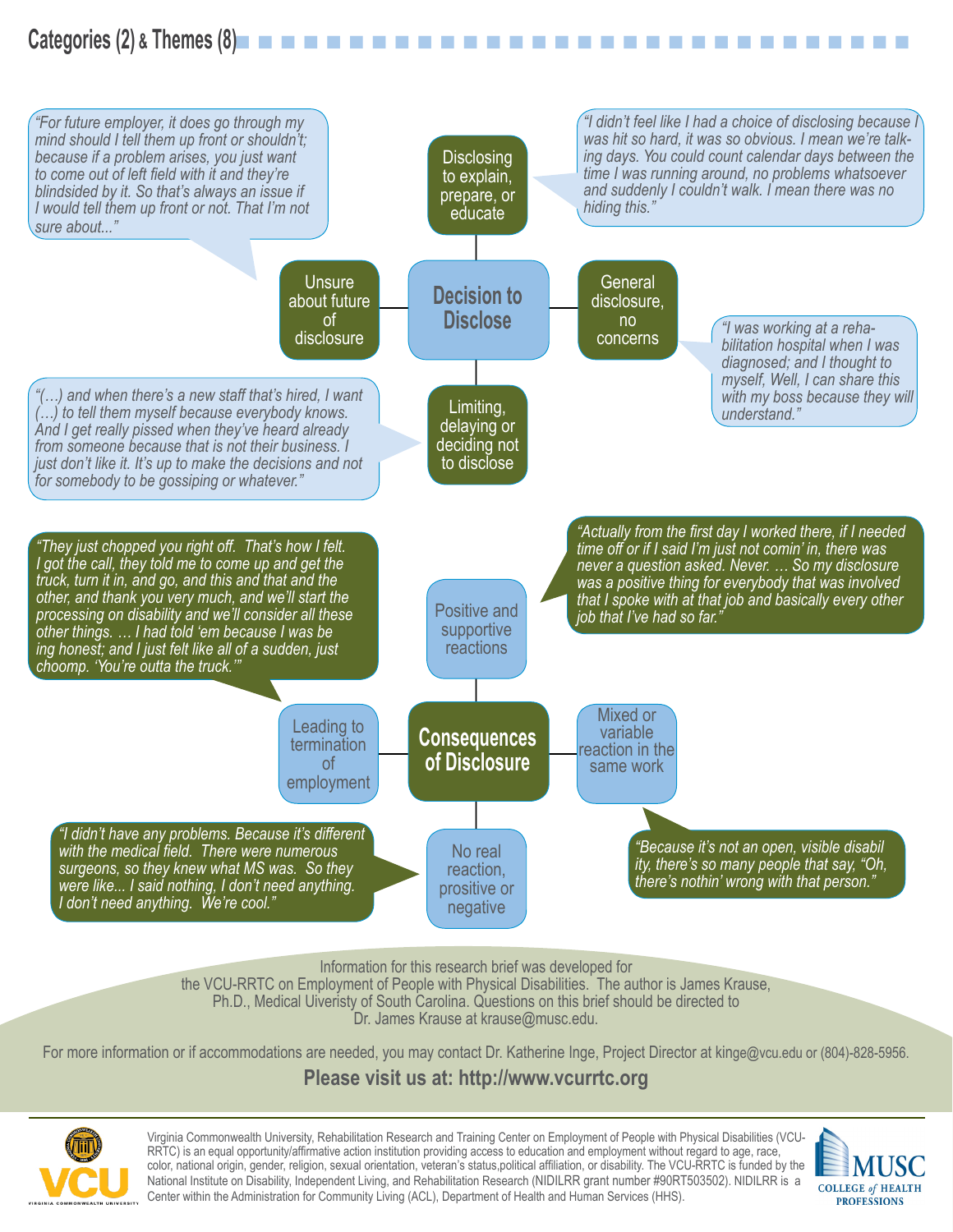## Categories (2) & Themes (8)

### Decision to Disclose

**Disclosing to explain, prepare, or educate**

*"I didn't feel like I had a choice of disclosing because I was hit so hard, it was so obvious. I mean we're talking days. You could count calendar days between the time I was running around, no problems whatsoever and suddenly I couldn't walk. I mean there was no hiding this."*

**Unsure about future of disclosure**

*"For future employer, it does go through my mind should I tell them up front or shouldn't; because if a problem arises, you just want to come out of left field with it and they're blindsided by it. So that's always an issue if I would tell them up front or not. That I'm not sure about..."*

**General disclosure, no concerns**

*"I was working at a rehabilitation hospital when I was diagnosed; and I thought to myself, Well, I can share this with my boss because they will understand."*

**Limiting, delaying or deciding not to disclose**

*"(…) and when there's a new staff that's hired, I want (…) to tell them myself because everybody knows. And I get really pissed when they've heard already from someone because that is not their business. I just don't like it. It's up to make the decisions and not for somebody to be gossiping or whatever."*

### Consequences of Disclosure

**Positive and supportive reactions**

*"Actually from the first day I worked there, if I needed time off or if I said I'm just not comin' in, there was never a question asked. Never. … So my disclosure was a positive thing for everybody that was involved that I spoke with at that job and basically every other job that I've had so far."*

**Leading to termination of employment**

*"They just chopped you right off. That's how I felt. I got the call, they told me to come up and get the truck, turn it in, and go, and this and that and the other, and thank you very much, and we'll start the processing on disability and we'll consider all these other things. … I had told 'em because I was be ing honest; and I just felt like all of a sudden, just choomp. 'You're outta the truck.'"*

**Mixed or variable reaction in the same work**

*"Because it's not an open, visible disabil ity, there's so many people that say, "Oh, there's nothin' wrong with that person."*

**No real reaction, prositive or negative**

*"I didn't have any problems. Because it's different with the medical field. There were numerous surgeons, so they knew what MS was. So they were like... I said nothing, I don't need anything. I don't need anything. We're cool."*

Information for this research brief was developed for the VCU-RRTC on Employment of People with Physical Disabilities. The author is James Krause, Ph.D., Medical Uiveristy of South Carolina. Questions on this brief should be directed to Dr. James Krause at krause@musc.edu.

For more information or if accommodations are needed, you may contact Dr. Katherine Inge, Project Director at kinge@vcu.edu or (804)-828-5956.

**Please visit us at: http://www.vcurrtc.org**

Virginia Commonwealth University, Rehabilitation Research and Training Center on Employment of People with Physical Disabilities (VCU-RRTC) is an equal opportunity/affirmative action institution providing access to education and employment without regard to age, race, color, national origin, gender, religion, sexual orientation, veteran's status,political affiliation, or disability. The VCU-RRTC is funded by the National Institute on Disability, Independent Living, and Rehabilitation Research (NIDILRR grant number #90RT503502). NIDILRR is a Center within the Administration for Community Living (ACL), Department of Health and Human Services (HHS).

VCU — Virginia Commonwealth University

MUSC College of Health Professions